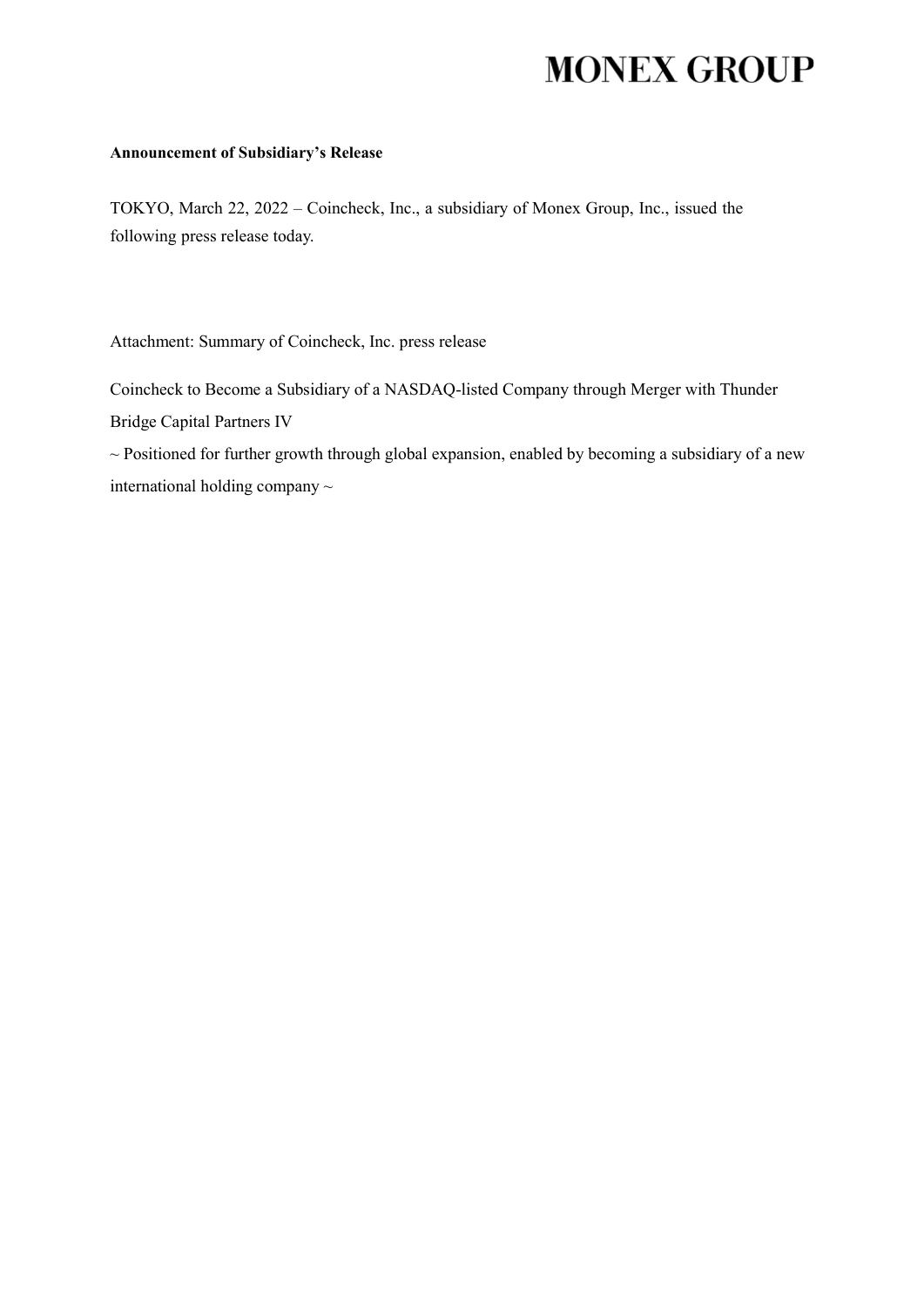# MONEX GROUP

**Announcement of Subsidiary's Release**

TOKYO, March 22, 2022 – Coincheck, Inc., a subsidiary of Monex Group, Inc., issued the following press release today.

Attachment: Summary of Coincheck, Inc. press release

Coincheck to Become a Subsidiary of a NASDAQ-listed Company through Merger with Thunder Bridge Capital Partners IV

~ Positioned for further growth through global expansion, enabled by becoming a subsidiary of a new international holding company ~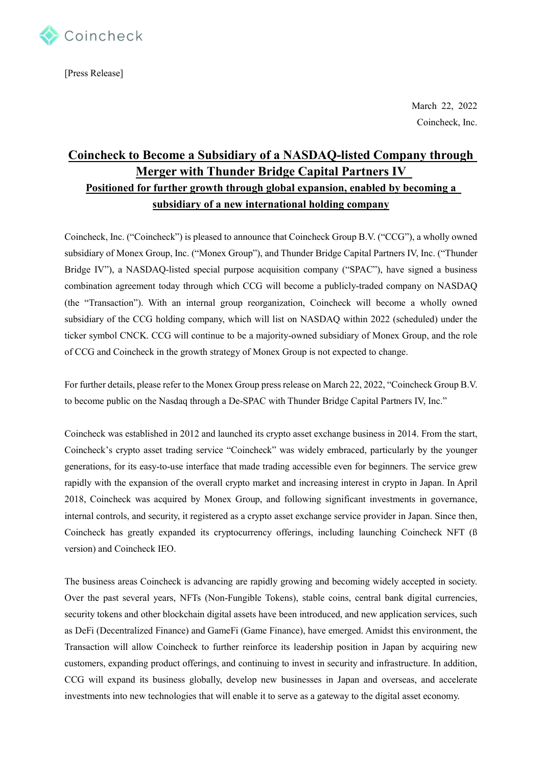[Press Release]

March 22, 2022

Coincheck, Inc.

# Coincheck to Become a Subsidiary of a NASDAQ-listed Company through Merger with Thunder Bridge Capital Partners IV

## Positioned for further growth through global expansion, enabled by becoming a subsidiary of a new international holding company

Coincheck, Inc. ("Coincheck") is pleased to announce that Coincheck Group B.V. ("CCG"), a wholly owned subsidiary of Monex Group, Inc. ("Monex Group"), and Thunder Bridge Capital Partners IV, Inc. ("Thunder Bridge IV"), a NASDAQ-listed special purpose acquisition company ("SPAC"), have signed a business combination agreement today through which CCG will become a publicly-traded company on NASDAQ (the "Transaction"). With an internal group reorganization, Coincheck will become a wholly owned subsidiary of the CCG holding company, which will list on NASDAQ within 2022 (scheduled) under the ticker symbol CNCK. CCG will continue to be a majority-owned subsidiary of Monex Group, and the role of CCG and Coincheck in the growth strategy of Monex Group is not expected to change.

For further details, please refer to the Monex Group press release on March 22, 2022, "Coincheck Group B.V. to become public on the Nasdaq through a De-SPAC with Thunder Bridge Capital Partners IV, Inc."

Coincheck was established in 2012 and launched its crypto asset exchange business in 2014. From the start, Coincheck's crypto asset trading service "Coincheck" was widely embraced, particularly by the younger generations, for its easy-to-use interface that made trading accessible even for beginners. The service grew rapidly with the expansion of the overall crypto market and increasing interest in crypto in Japan. In April 2018, Coincheck was acquired by Monex Group, and following significant investments in governance, internal controls, and security, it registered as a crypto asset exchange service provider in Japan. Since then, Coincheck has greatly expanded its cryptocurrency offerings, including launching Coincheck NFT (ß version) and Coincheck IEO.

The business areas Coincheck is advancing are rapidly growing and becoming widely accepted in society. Over the past several years, NFTs (Non-Fungible Tokens), stable coins, central bank digital currencies, security tokens and other blockchain digital assets have been introduced, and new application services, such as DeFi (Decentralized Finance) and GameFi (Game Finance), have emerged. Amidst this environment, the Transaction will allow Coincheck to further reinforce its leadership position in Japan by acquiring new customers, expanding product offerings, and continuing to invest in security and infrastructure. In addition, CCG will expand its business globally, develop new businesses in Japan and overseas, and accelerate investments into new technologies that will enable it to serve as a gateway to the digital asset economy.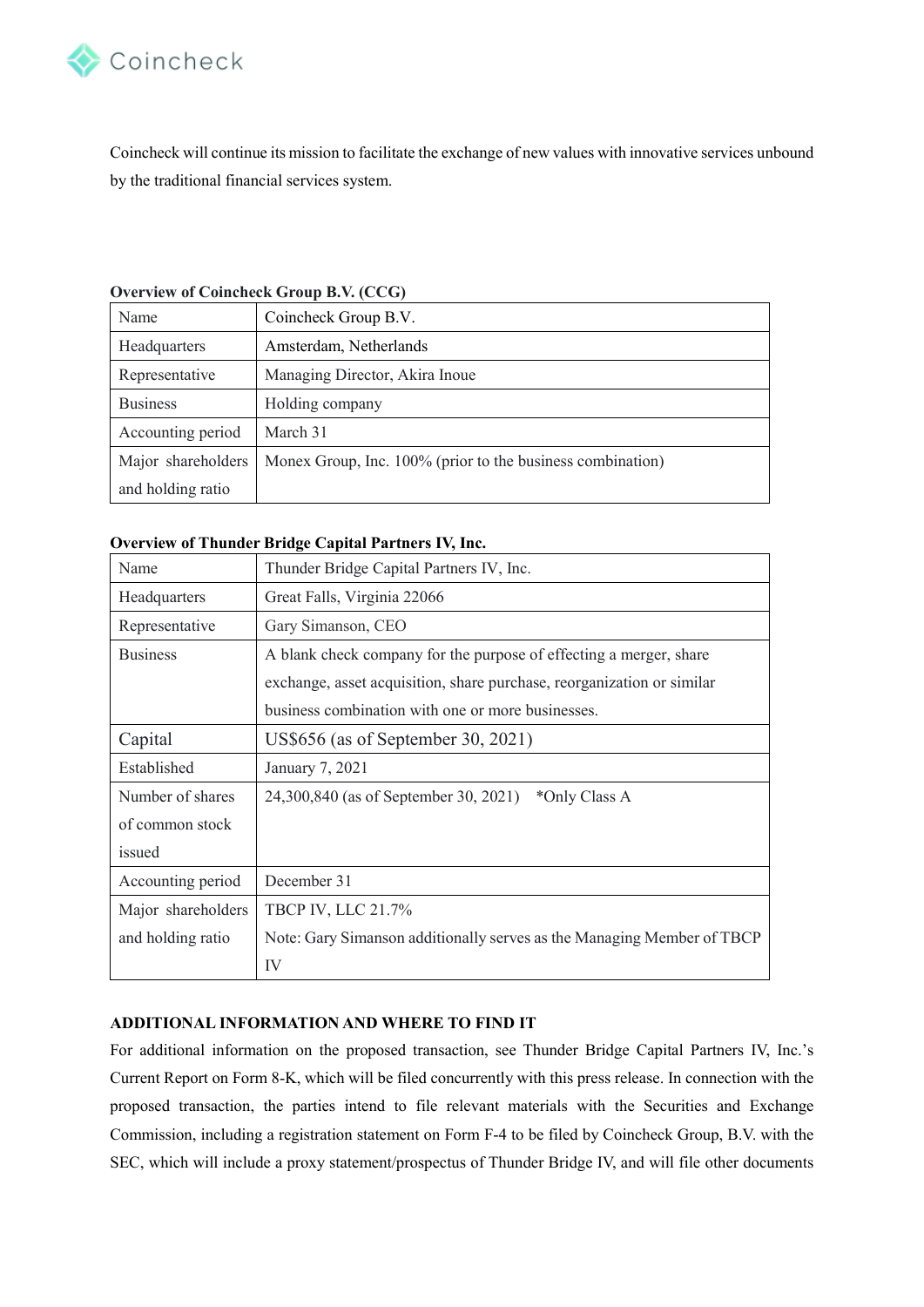Coincheck will continue its mission to facilitate the exchange of new values with innovative services unbound by the traditional financial services system.

**Overview of Coincheck Group B.V. (CCG)**

| Name | Coincheck Group B.V. |
|---|---|
| Headquarters | Amsterdam, Netherlands |
| Representative | Managing Director, Akira Inoue |
| Business | Holding company |
| Accounting period | March 31 |
| Major shareholders and holding ratio | Monex Group, Inc. 100% (prior to the business combination) |

**Overview of Thunder Bridge Capital Partners IV, Inc.**

| Name | Thunder Bridge Capital Partners IV, Inc. |
|---|---|
| Headquarters | Great Falls, Virginia 22066 |
| Representative | Gary Simanson, CEO |
| Business | A blank check company for the purpose of effecting a merger, share exchange, asset acquisition, share purchase, reorganization or similar business combination with one or more businesses. |
| Capital | US$656 (as of September 30, 2021) |
| Established | January 7, 2021 |
| Number of shares of common stock issued | 24,300,840 (as of September 30, 2021) *Only Class A |
| Accounting period | December 31 |
| Major shareholders and holding ratio | TBCP IV, LLC 21.7%<br>Note: Gary Simanson additionally serves as the Managing Member of TBCP IV |

**ADDITIONAL INFORMATION AND WHERE TO FIND IT**

For additional information on the proposed transaction, see Thunder Bridge Capital Partners IV, Inc.'s Current Report on Form 8-K, which will be filed concurrently with this press release. In connection with the proposed transaction, the parties intend to file relevant materials with the Securities and Exchange Commission, including a registration statement on Form F-4 to be filed by Coincheck Group, B.V. with the SEC, which will include a proxy statement/prospectus of Thunder Bridge IV, and will file other documents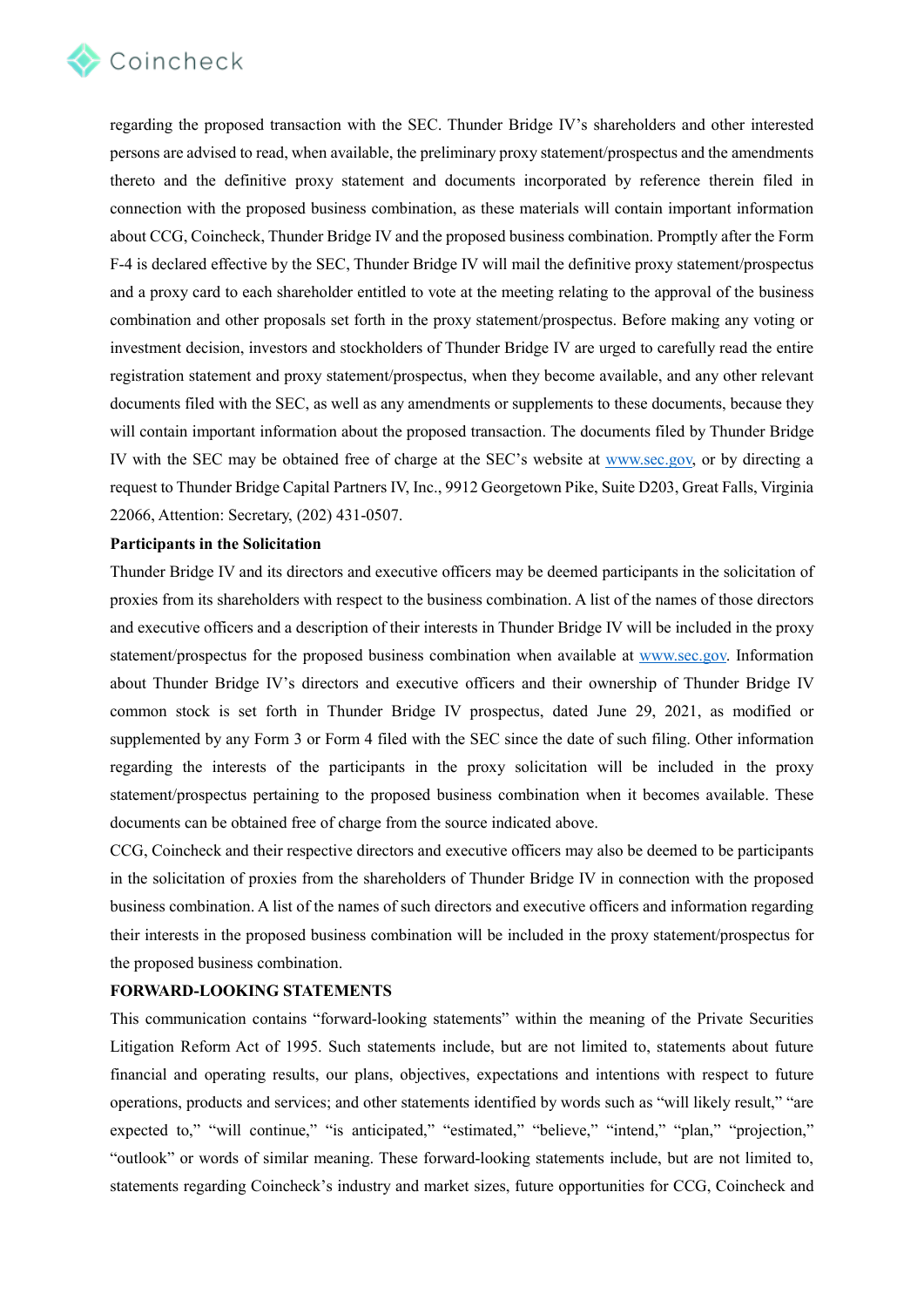regarding the proposed transaction with the SEC. Thunder Bridge IV's shareholders and other interested persons are advised to read, when available, the preliminary proxy statement/prospectus and the amendments thereto and the definitive proxy statement and documents incorporated by reference therein filed in connection with the proposed business combination, as these materials will contain important information about CCG, Coincheck, Thunder Bridge IV and the proposed business combination. Promptly after the Form F-4 is declared effective by the SEC, Thunder Bridge IV will mail the definitive proxy statement/prospectus and a proxy card to each shareholder entitled to vote at the meeting relating to the approval of the business combination and other proposals set forth in the proxy statement/prospectus. Before making any voting or investment decision, investors and stockholders of Thunder Bridge IV are urged to carefully read the entire registration statement and proxy statement/prospectus, when they become available, and any other relevant documents filed with the SEC, as well as any amendments or supplements to these documents, because they will contain important information about the proposed transaction. The documents filed by Thunder Bridge IV with the SEC may be obtained free of charge at the SEC's website at www.sec.gov, or by directing a request to Thunder Bridge Capital Partners IV, Inc., 9912 Georgetown Pike, Suite D203, Great Falls, Virginia 22066, Attention: Secretary, (202) 431-0507.

**Participants in the Solicitation**

Thunder Bridge IV and its directors and executive officers may be deemed participants in the solicitation of proxies from its shareholders with respect to the business combination. A list of the names of those directors and executive officers and a description of their interests in Thunder Bridge IV will be included in the proxy statement/prospectus for the proposed business combination when available at www.sec.gov. Information about Thunder Bridge IV's directors and executive officers and their ownership of Thunder Bridge IV common stock is set forth in Thunder Bridge IV prospectus, dated June 29, 2021, as modified or supplemented by any Form 3 or Form 4 filed with the SEC since the date of such filing. Other information regarding the interests of the participants in the proxy solicitation will be included in the proxy statement/prospectus pertaining to the proposed business combination when it becomes available. These documents can be obtained free of charge from the source indicated above.

CCG, Coincheck and their respective directors and executive officers may also be deemed to be participants in the solicitation of proxies from the shareholders of Thunder Bridge IV in connection with the proposed business combination. A list of the names of such directors and executive officers and information regarding their interests in the proposed business combination will be included in the proxy statement/prospectus for the proposed business combination.

**FORWARD-LOOKING STATEMENTS**

This communication contains "forward-looking statements" within the meaning of the Private Securities Litigation Reform Act of 1995. Such statements include, but are not limited to, statements about future financial and operating results, our plans, objectives, expectations and intentions with respect to future operations, products and services; and other statements identified by words such as "will likely result," "are expected to," "will continue," "is anticipated," "estimated," "believe," "intend," "plan," "projection," "outlook" or words of similar meaning. These forward-looking statements include, but are not limited to, statements regarding Coincheck's industry and market sizes, future opportunities for CCG, Coincheck and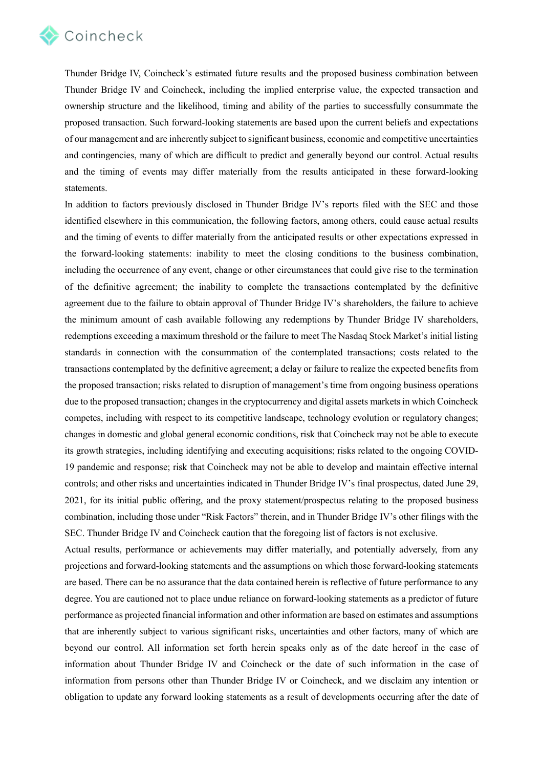Thunder Bridge IV, Coincheck's estimated future results and the proposed business combination between Thunder Bridge IV and Coincheck, including the implied enterprise value, the expected transaction and ownership structure and the likelihood, timing and ability of the parties to successfully consummate the proposed transaction. Such forward-looking statements are based upon the current beliefs and expectations of our management and are inherently subject to significant business, economic and competitive uncertainties and contingencies, many of which are difficult to predict and generally beyond our control. Actual results and the timing of events may differ materially from the results anticipated in these forward-looking statements.

In addition to factors previously disclosed in Thunder Bridge IV's reports filed with the SEC and those identified elsewhere in this communication, the following factors, among others, could cause actual results and the timing of events to differ materially from the anticipated results or other expectations expressed in the forward-looking statements: inability to meet the closing conditions to the business combination, including the occurrence of any event, change or other circumstances that could give rise to the termination of the definitive agreement; the inability to complete the transactions contemplated by the definitive agreement due to the failure to obtain approval of Thunder Bridge IV's shareholders, the failure to achieve the minimum amount of cash available following any redemptions by Thunder Bridge IV shareholders, redemptions exceeding a maximum threshold or the failure to meet The Nasdaq Stock Market's initial listing standards in connection with the consummation of the contemplated transactions; costs related to the transactions contemplated by the definitive agreement; a delay or failure to realize the expected benefits from the proposed transaction; risks related to disruption of management's time from ongoing business operations due to the proposed transaction; changes in the cryptocurrency and digital assets markets in which Coincheck competes, including with respect to its competitive landscape, technology evolution or regulatory changes; changes in domestic and global general economic conditions, risk that Coincheck may not be able to execute its growth strategies, including identifying and executing acquisitions; risks related to the ongoing COVID-19 pandemic and response; risk that Coincheck may not be able to develop and maintain effective internal controls; and other risks and uncertainties indicated in Thunder Bridge IV's final prospectus, dated June 29, 2021, for its initial public offering, and the proxy statement/prospectus relating to the proposed business combination, including those under "Risk Factors" therein, and in Thunder Bridge IV's other filings with the SEC. Thunder Bridge IV and Coincheck caution that the foregoing list of factors is not exclusive.

Actual results, performance or achievements may differ materially, and potentially adversely, from any projections and forward-looking statements and the assumptions on which those forward-looking statements are based. There can be no assurance that the data contained herein is reflective of future performance to any degree. You are cautioned not to place undue reliance on forward-looking statements as a predictor of future performance as projected financial information and other information are based on estimates and assumptions that are inherently subject to various significant risks, uncertainties and other factors, many of which are beyond our control. All information set forth herein speaks only as of the date hereof in the case of information about Thunder Bridge IV and Coincheck or the date of such information in the case of information from persons other than Thunder Bridge IV or Coincheck, and we disclaim any intention or obligation to update any forward looking statements as a result of developments occurring after the date of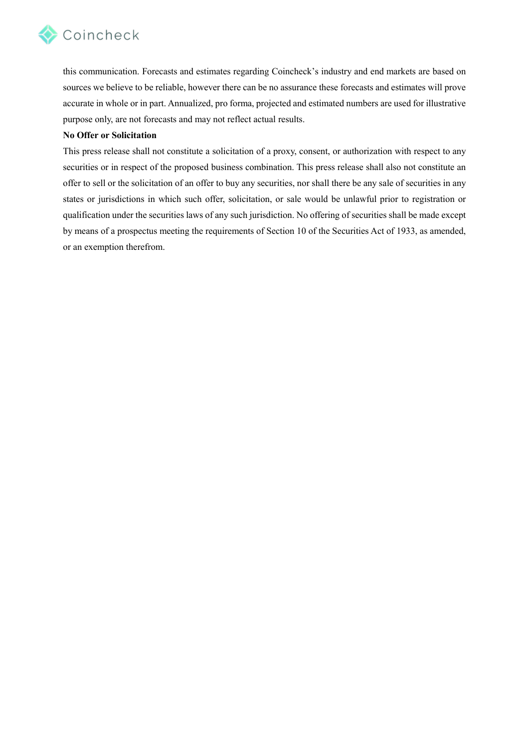this communication. Forecasts and estimates regarding Coincheck's industry and end markets are based on sources we believe to be reliable, however there can be no assurance these forecasts and estimates will prove accurate in whole or in part. Annualized, pro forma, projected and estimated numbers are used for illustrative purpose only, are not forecasts and may not reflect actual results.

**No Offer or Solicitation**

This press release shall not constitute a solicitation of a proxy, consent, or authorization with respect to any securities or in respect of the proposed business combination. This press release shall also not constitute an offer to sell or the solicitation of an offer to buy any securities, nor shall there be any sale of securities in any states or jurisdictions in which such offer, solicitation, or sale would be unlawful prior to registration or qualification under the securities laws of any such jurisdiction. No offering of securities shall be made except by means of a prospectus meeting the requirements of Section 10 of the Securities Act of 1933, as amended, or an exemption therefrom.